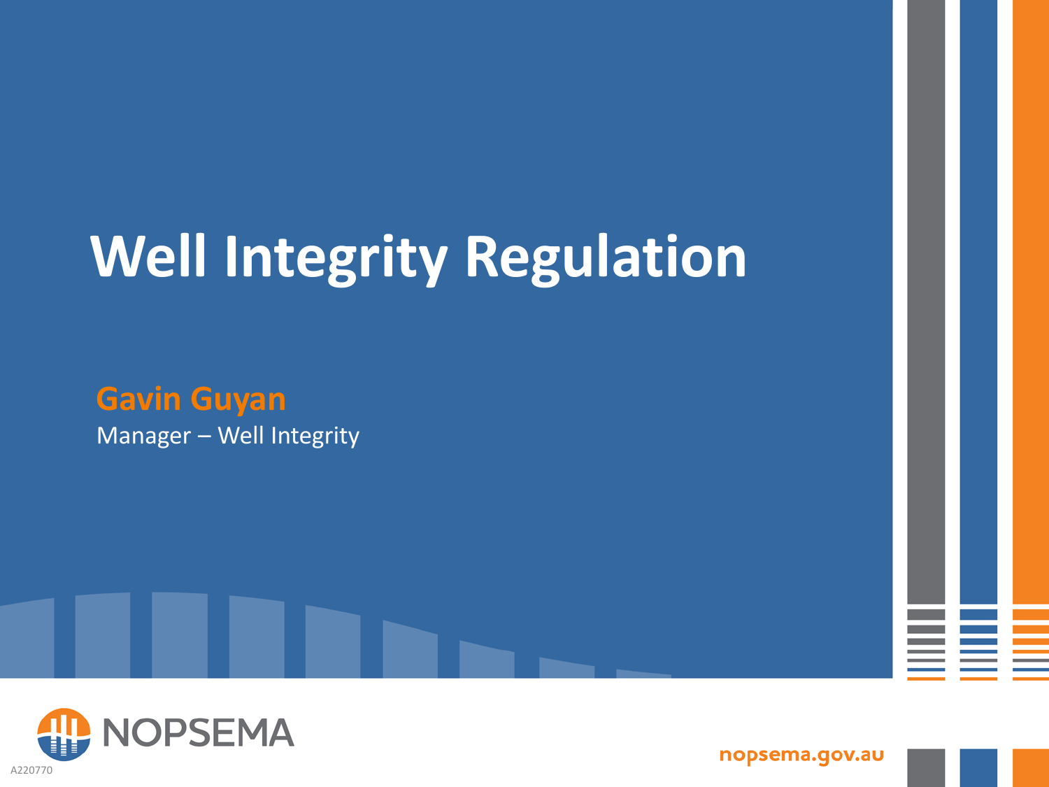# Well Integrity Regulation

**Gavin Guyan**

Manager – Well Integrity

NOPSEMA

A220770

nopsema.gov.au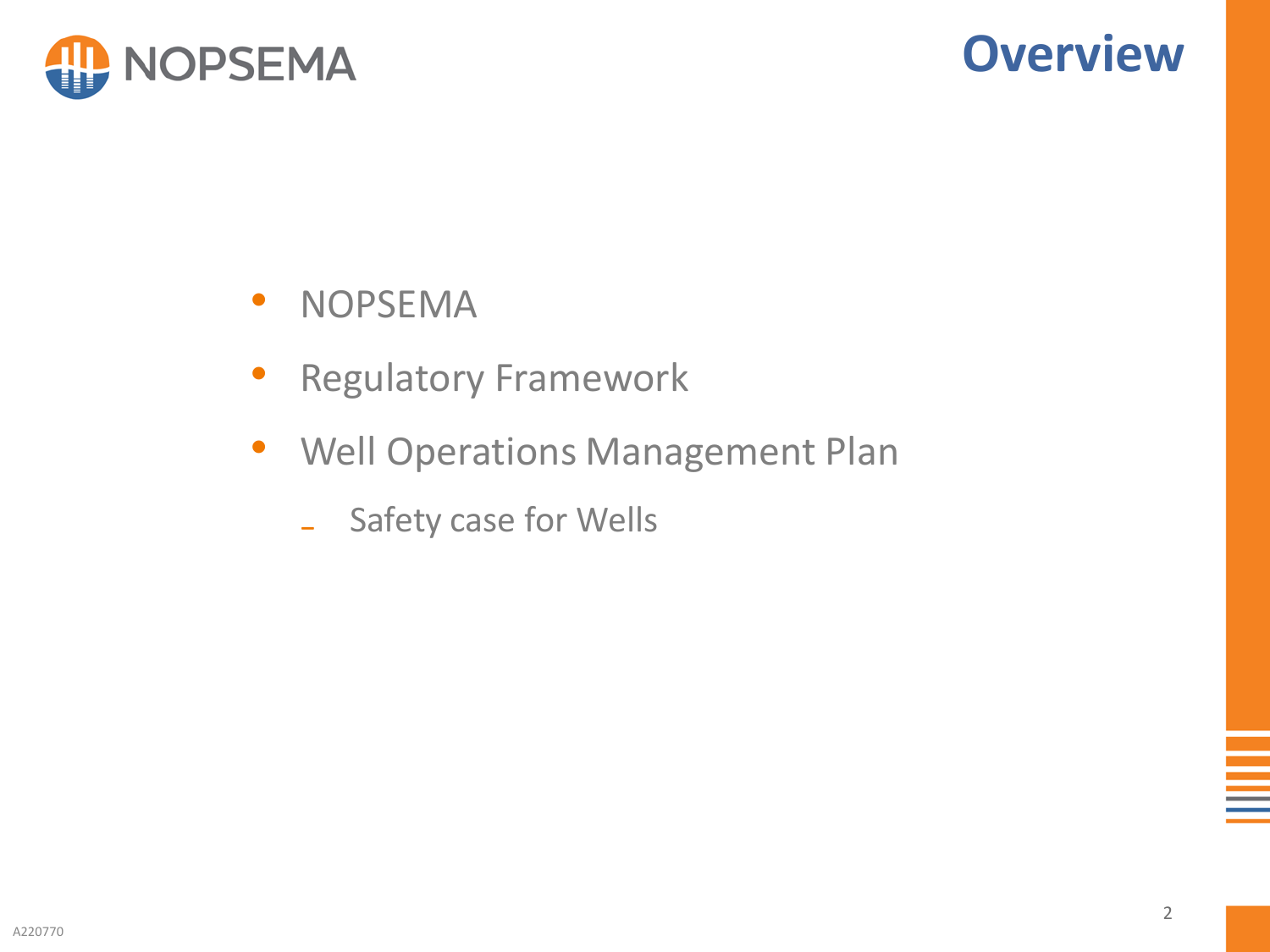# Overview

- NOPSEMA
- Regulatory Framework
- Well Operations Management Plan
  - Safety case for Wells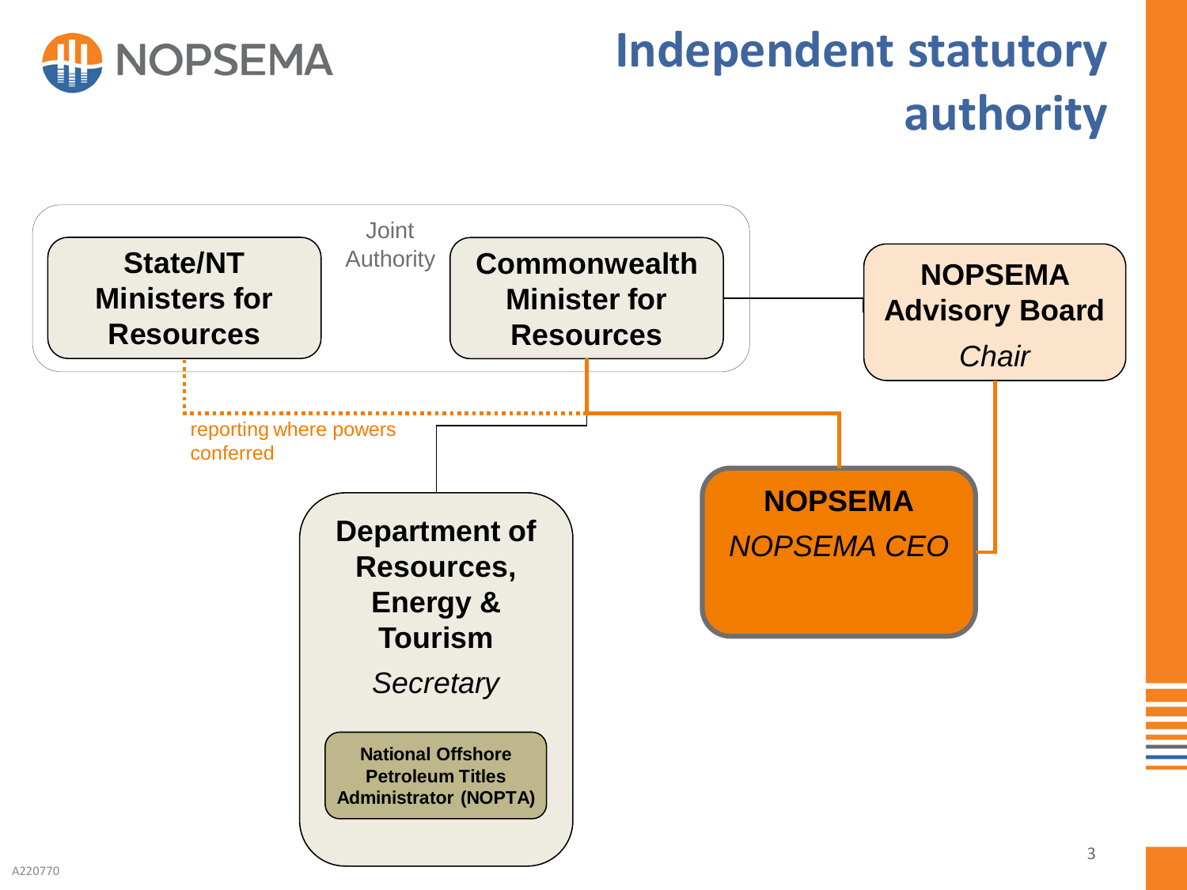# Independent statutory authority

Joint Authority

**State/NT Ministers for Resources**

**Commonwealth Minister for Resources**

**NOPSEMA Advisory Board**
*Chair*

reporting where powers conferred

**NOPSEMA**
*NOPSEMA CEO*

**Department of Resources, Energy & Tourism**
*Secretary*

**National Offshore Petroleum Titles Administrator (NOPTA)**

A220770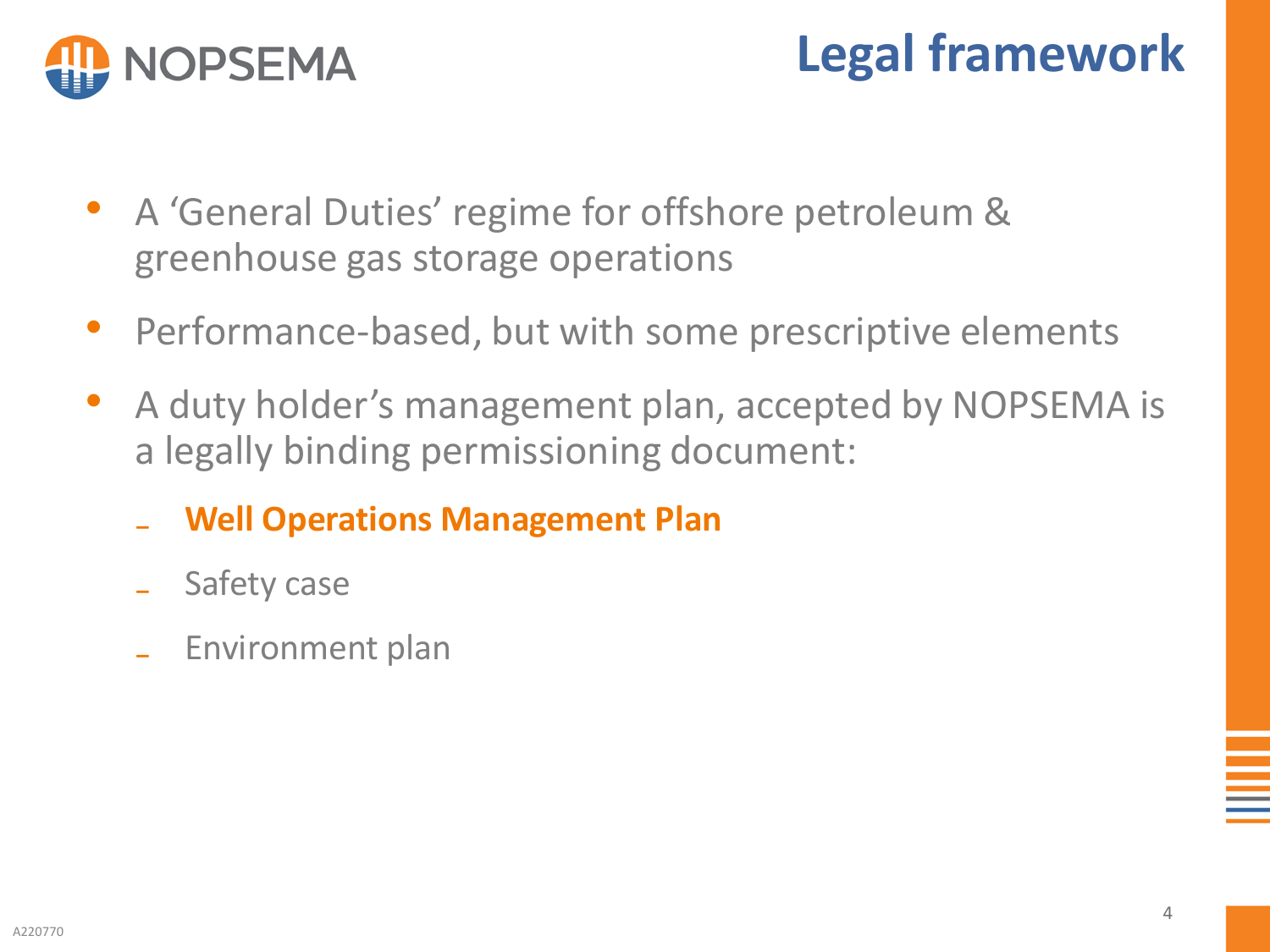# Legal framework

- A 'General Duties' regime for offshore petroleum & greenhouse gas storage operations
- Performance-based, but with some prescriptive elements
- A duty holder's management plan, accepted by NOPSEMA is a legally binding permissioning document:
  - **Well Operations Management Plan**
  - Safety case
  - Environment plan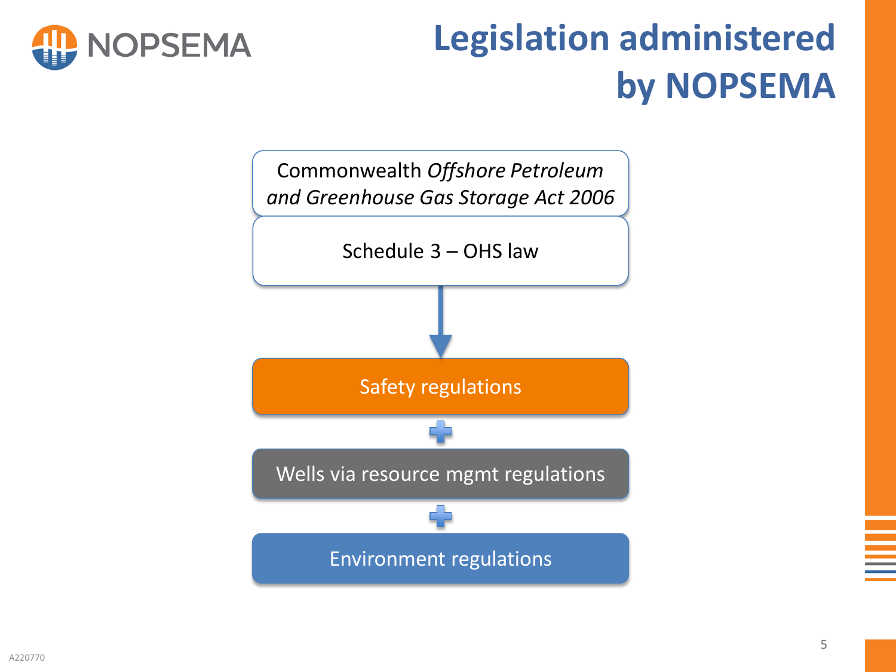# Legislation administered by NOPSEMA

Commonwealth *Offshore Petroleum and Greenhouse Gas Storage Act 2006*

Schedule 3 – OHS law

↓

Safety regulations

+

Wells via resource mgmt regulations

+

Environment regulations

A220770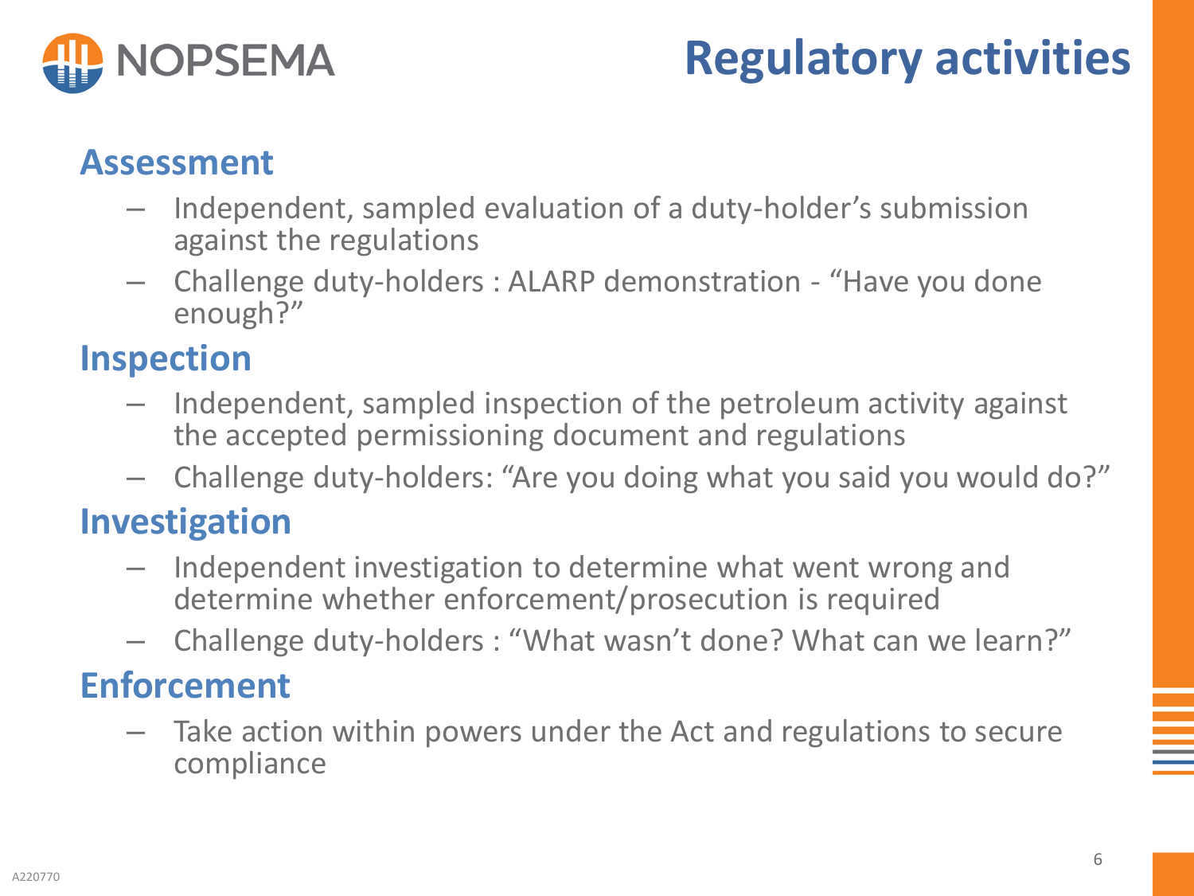# Regulatory activities

## Assessment

- Independent, sampled evaluation of a duty-holder's submission against the regulations
- Challenge duty-holders : ALARP demonstration - "Have you done enough?"

## Inspection

- Independent, sampled inspection of the petroleum activity against the accepted permissioning document and regulations
- Challenge duty-holders: "Are you doing what you said you would do?"

## Investigation

- Independent investigation to determine what went wrong and determine whether enforcement/prosecution is required
- Challenge duty-holders : "What wasn't done? What can we learn?"

## Enforcement

- Take action within powers under the Act and regulations to secure compliance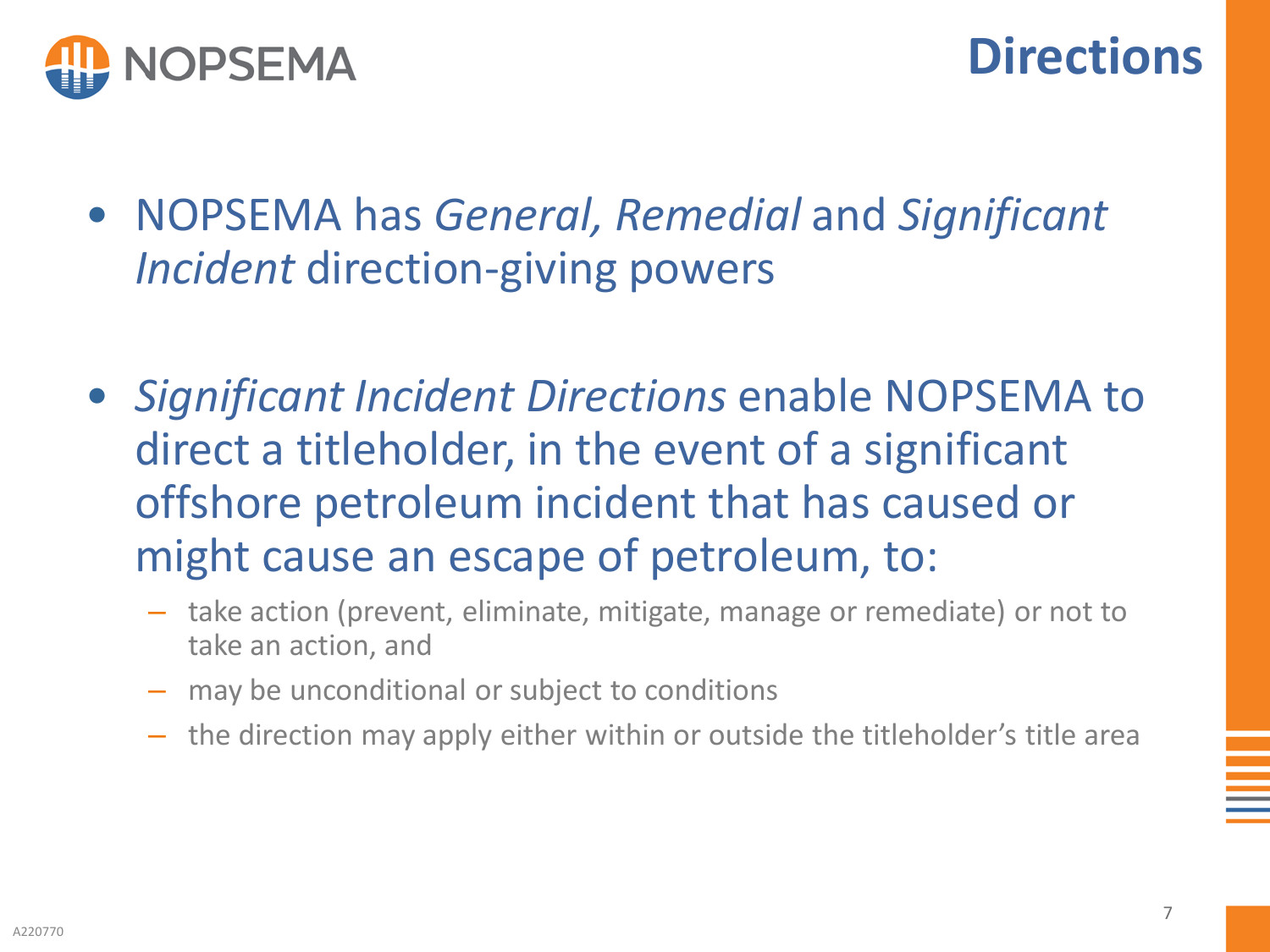# Directions

- NOPSEMA has *General, Remedial* and *Significant Incident* direction-giving powers

- *Significant Incident Directions* enable NOPSEMA to direct a titleholder, in the event of a significant offshore petroleum incident that has caused or might cause an escape of petroleum, to:
  - take action (prevent, eliminate, mitigate, manage or remediate) or not to take an action, and
  - may be unconditional or subject to conditions
  - the direction may apply either within or outside the titleholder's title area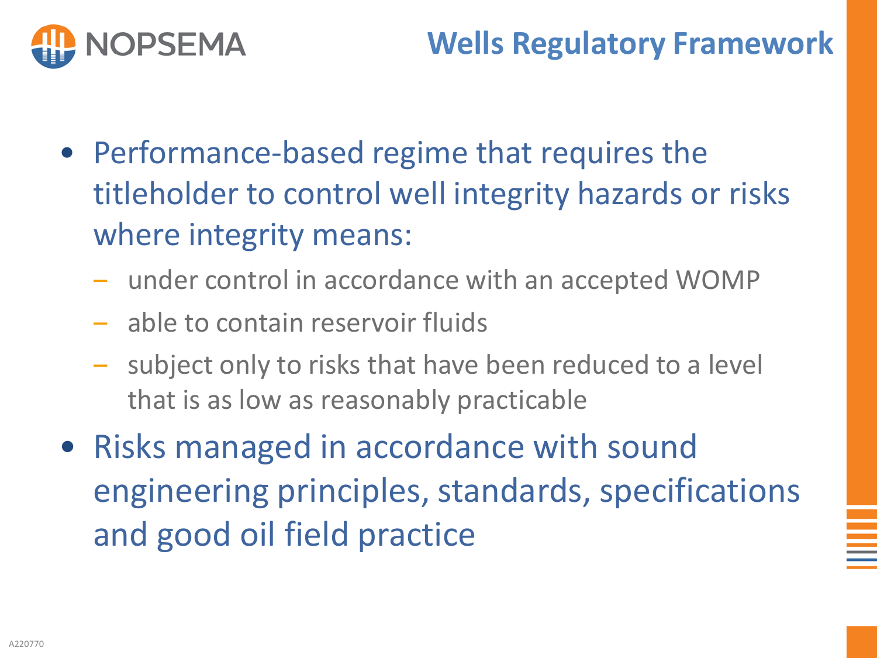# Wells Regulatory Framework

- Performance-based regime that requires the titleholder to control well integrity hazards or risks where integrity means:
  - under control in accordance with an accepted WOMP
  - able to contain reservoir fluids
  - subject only to risks that have been reduced to a level that is as low as reasonably practicable
- Risks managed in accordance with sound engineering principles, standards, specifications and good oil field practice

A220770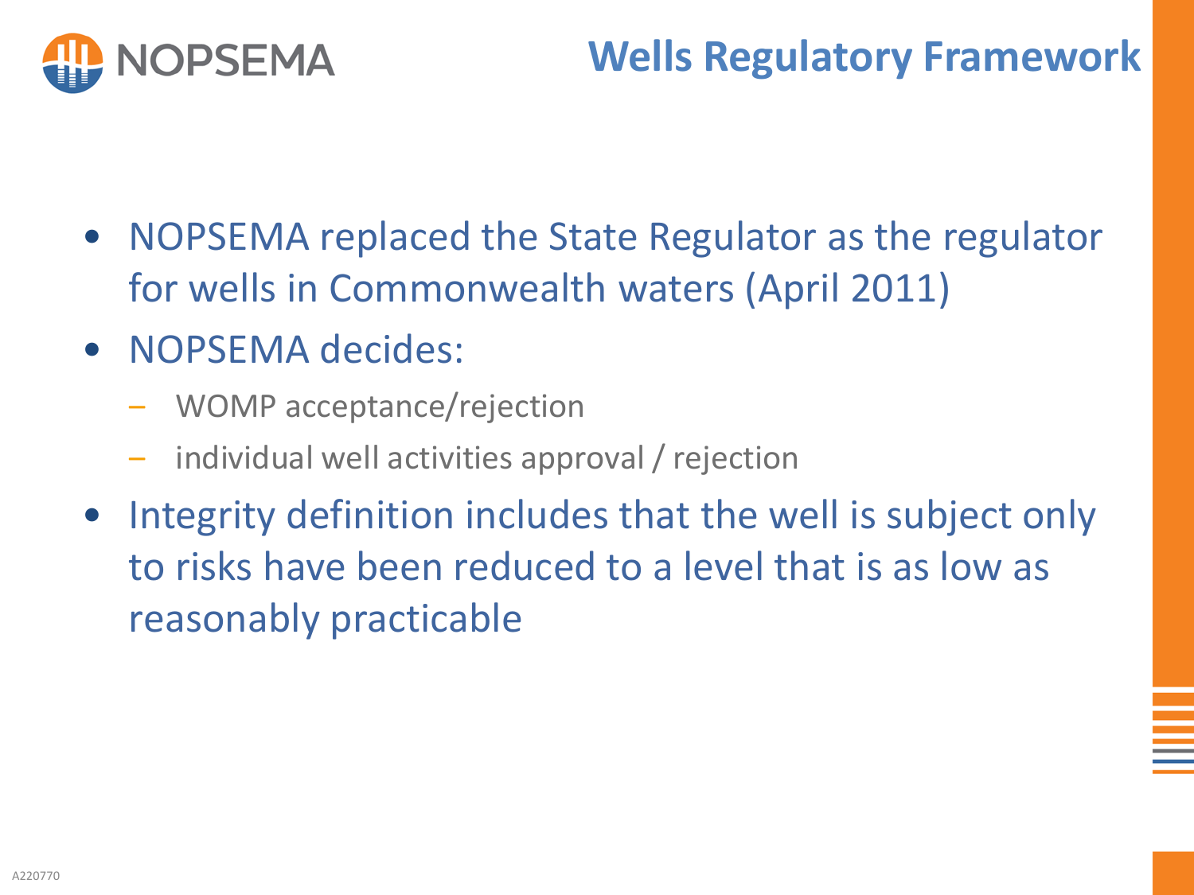# Wells Regulatory Framework

- NOPSEMA replaced the State Regulator as the regulator for wells in Commonwealth waters (April 2011)
- NOPSEMA decides:
  - WOMP acceptance/rejection
  - individual well activities approval / rejection
- Integrity definition includes that the well is subject only to risks have been reduced to a level that is as low as reasonably practicable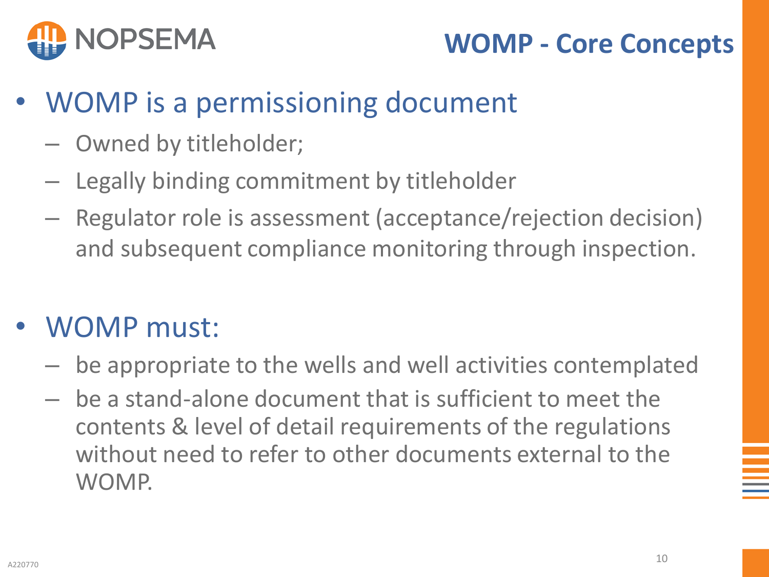# WOMP - Core Concepts

- WOMP is a permissioning document
  - Owned by titleholder;
  - Legally binding commitment by titleholder
  - Regulator role is assessment (acceptance/rejection decision) and subsequent compliance monitoring through inspection.

- WOMP must:
  - be appropriate to the wells and well activities contemplated
  - be a stand-alone document that is sufficient to meet the contents & level of detail requirements of the regulations without need to refer to other documents external to the WOMP.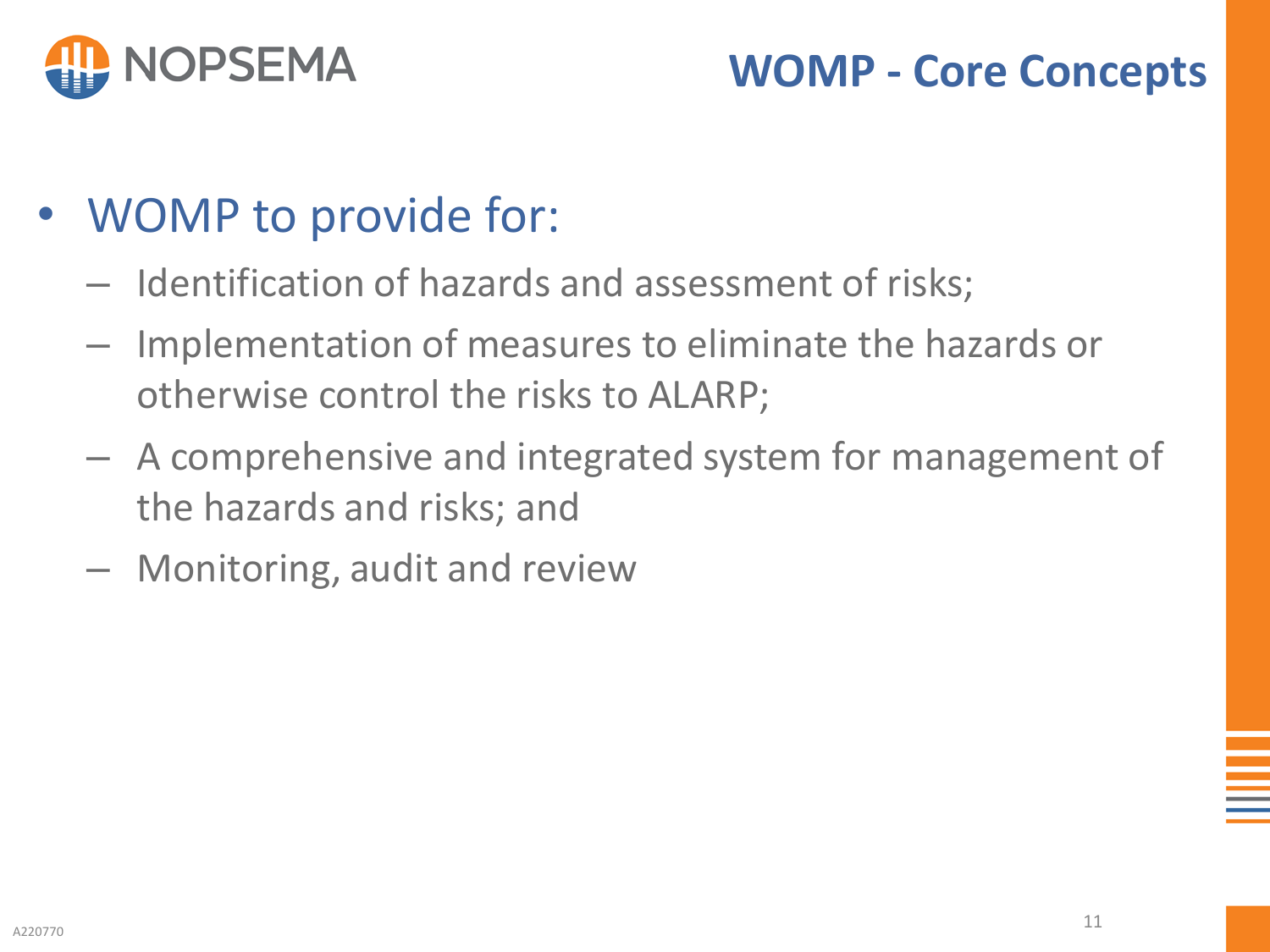# WOMP - Core Concepts

- WOMP to provide for:
  - Identification of hazards and assessment of risks;
  - Implementation of measures to eliminate the hazards or otherwise control the risks to ALARP;
  - A comprehensive and integrated system for management of the hazards and risks; and
  - Monitoring, audit and review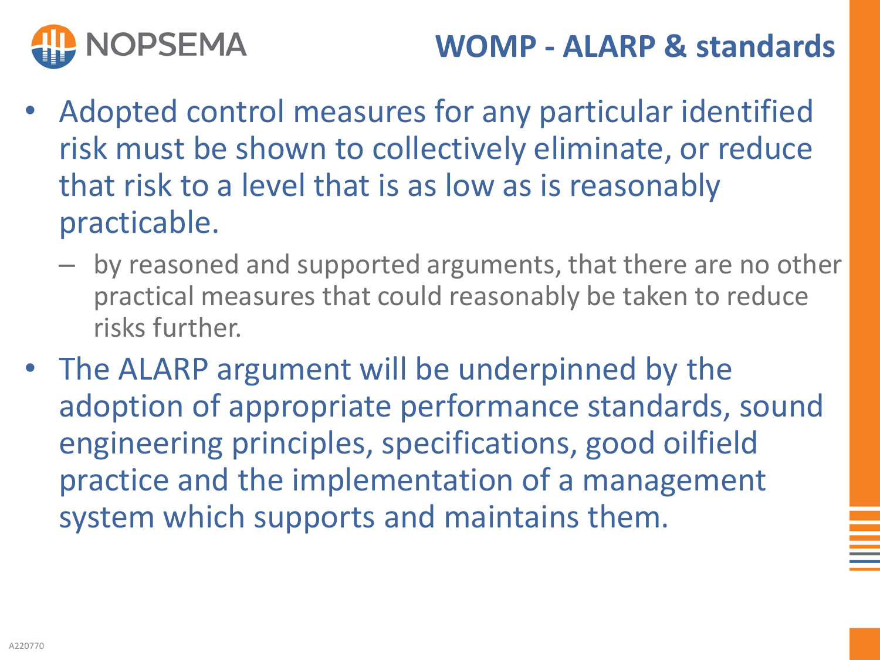# WOMP - ALARP & standards

- Adopted control measures for any particular identified risk must be shown to collectively eliminate, or reduce that risk to a level that is as low as is reasonably practicable.
  - by reasoned and supported arguments, that there are no other practical measures that could reasonably be taken to reduce risks further.
- The ALARP argument will be underpinned by the adoption of appropriate performance standards, sound engineering principles, specifications, good oilfield practice and the implementation of a management system which supports and maintains them.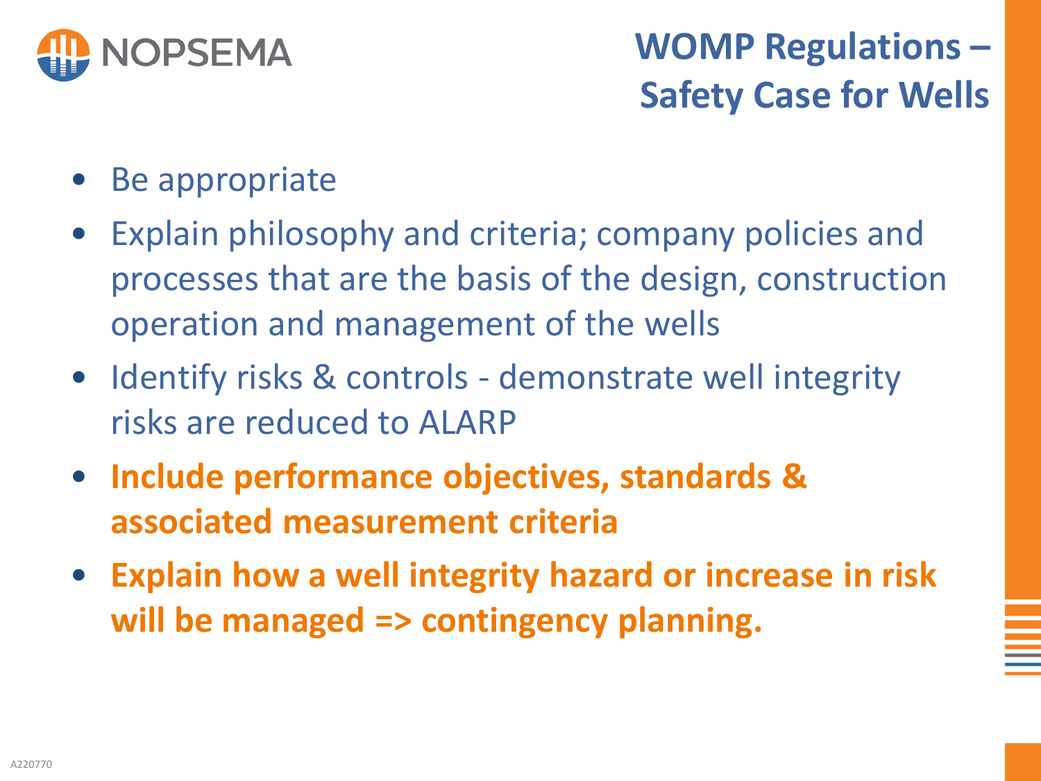# WOMP Regulations – Safety Case for Wells

- Be appropriate
- Explain philosophy and criteria; company policies and processes that are the basis of the design, construction operation and management of the wells
- Identify risks & controls - demonstrate well integrity risks are reduced to ALARP
- **Include performance objectives, standards & associated measurement criteria**
- **Explain how a well integrity hazard or increase in risk will be managed => contingency planning.**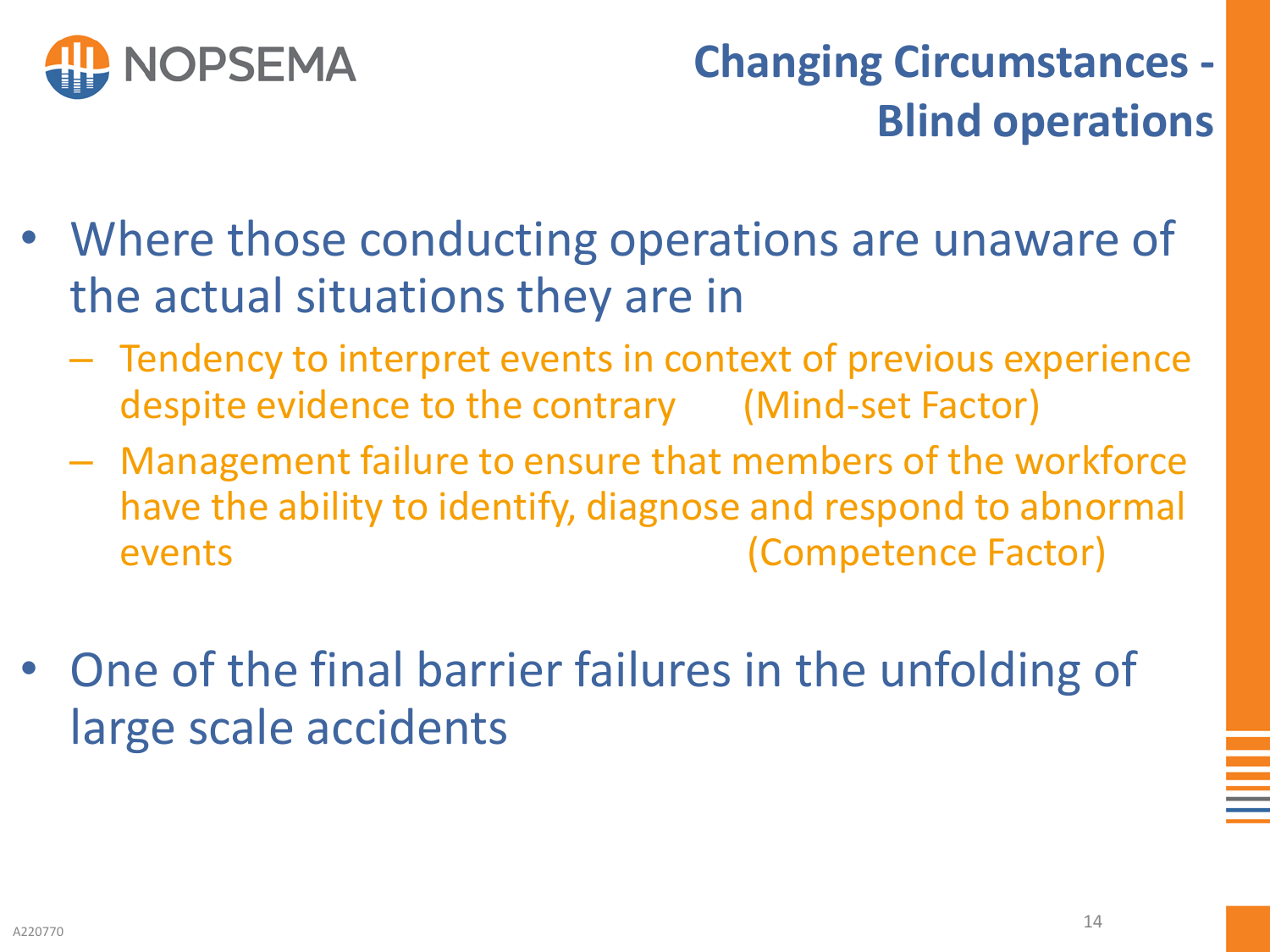# Changing Circumstances - Blind operations

- Where those conducting operations are unaware of the actual situations they are in
  - Tendency to interpret events in context of previous experience despite evidence to the contrary (Mind-set Factor)
  - Management failure to ensure that members of the workforce have the ability to identify, diagnose and respond to abnormal events (Competence Factor)

- One of the final barrier failures in the unfolding of large scale accidents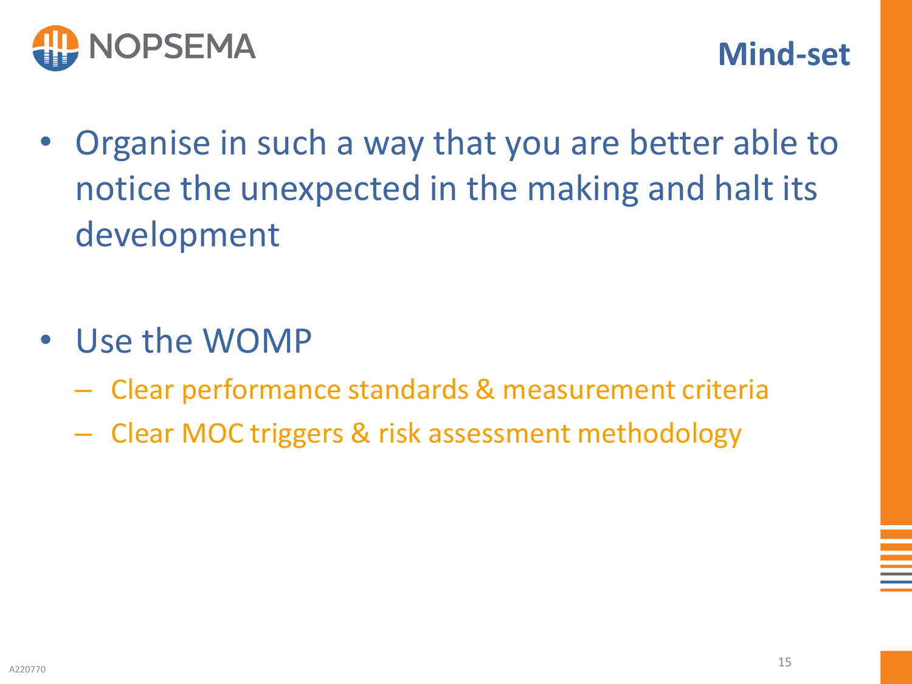# Mind-set

- Organise in such a way that you are better able to notice the unexpected in the making and halt its development

- Use the WOMP
  - Clear performance standards & measurement criteria
  - Clear MOC triggers & risk assessment methodology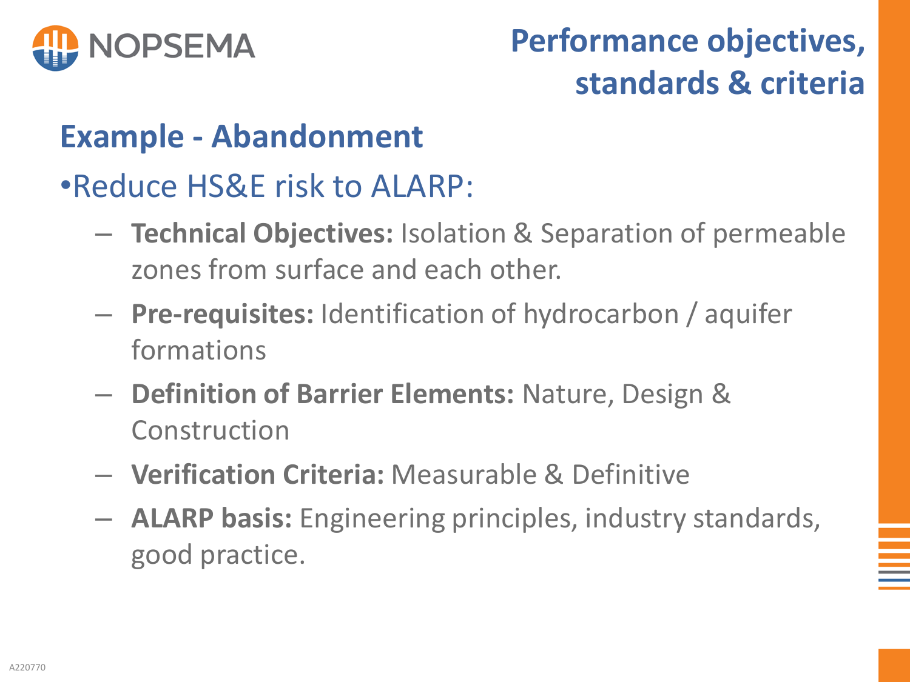# Performance objectives, standards & criteria

## Example - Abandonment

- Reduce HS&E risk to ALARP:
  - **Technical Objectives:** Isolation & Separation of permeable zones from surface and each other.
  - **Pre-requisites:** Identification of hydrocarbon / aquifer formations
  - **Definition of Barrier Elements:** Nature, Design & Construction
  - **Verification Criteria:** Measurable & Definitive
  - **ALARP basis:** Engineering principles, industry standards, good practice.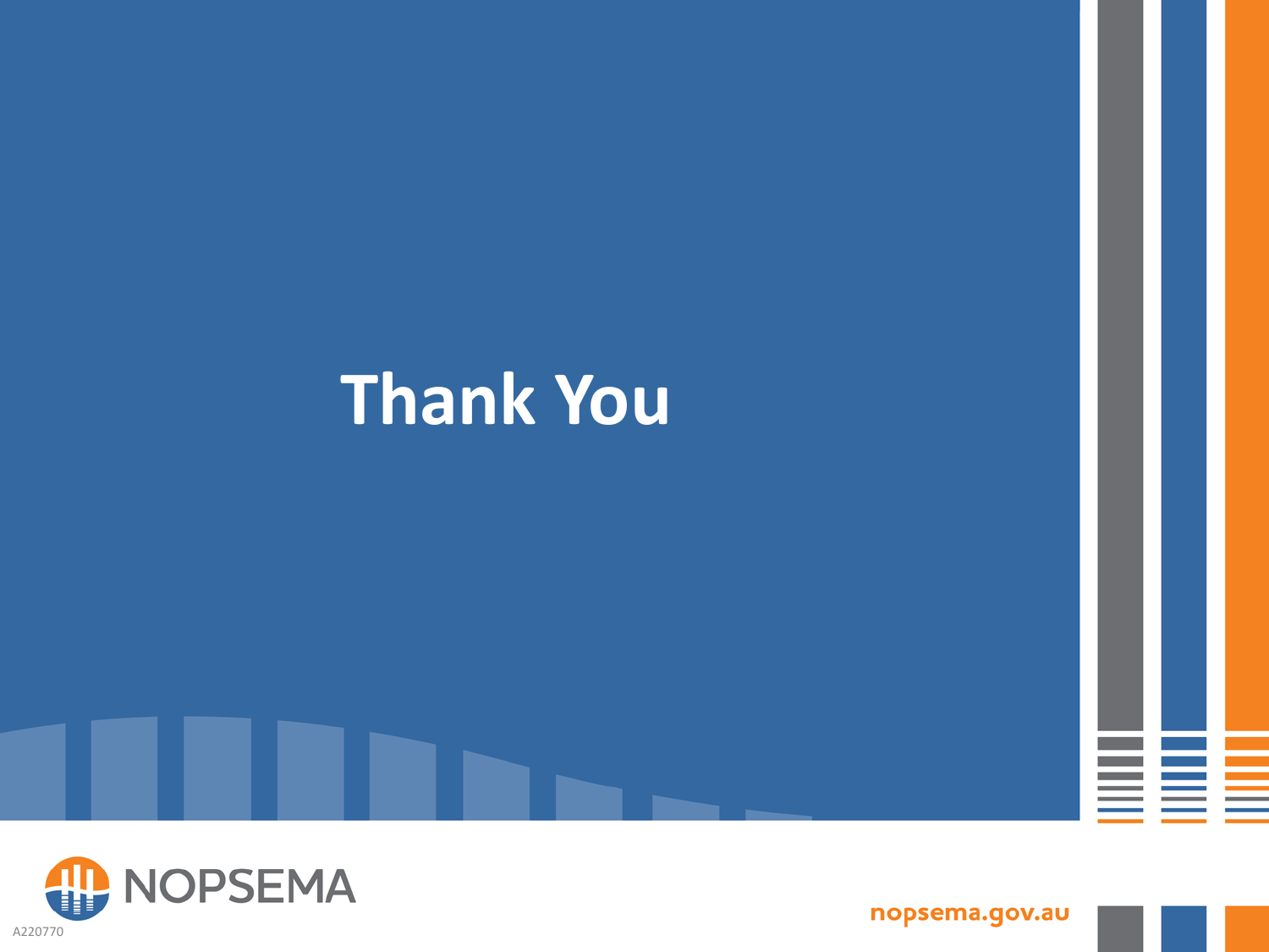# Thank You

NOPSEMA

A220770

nopsema.gov.au